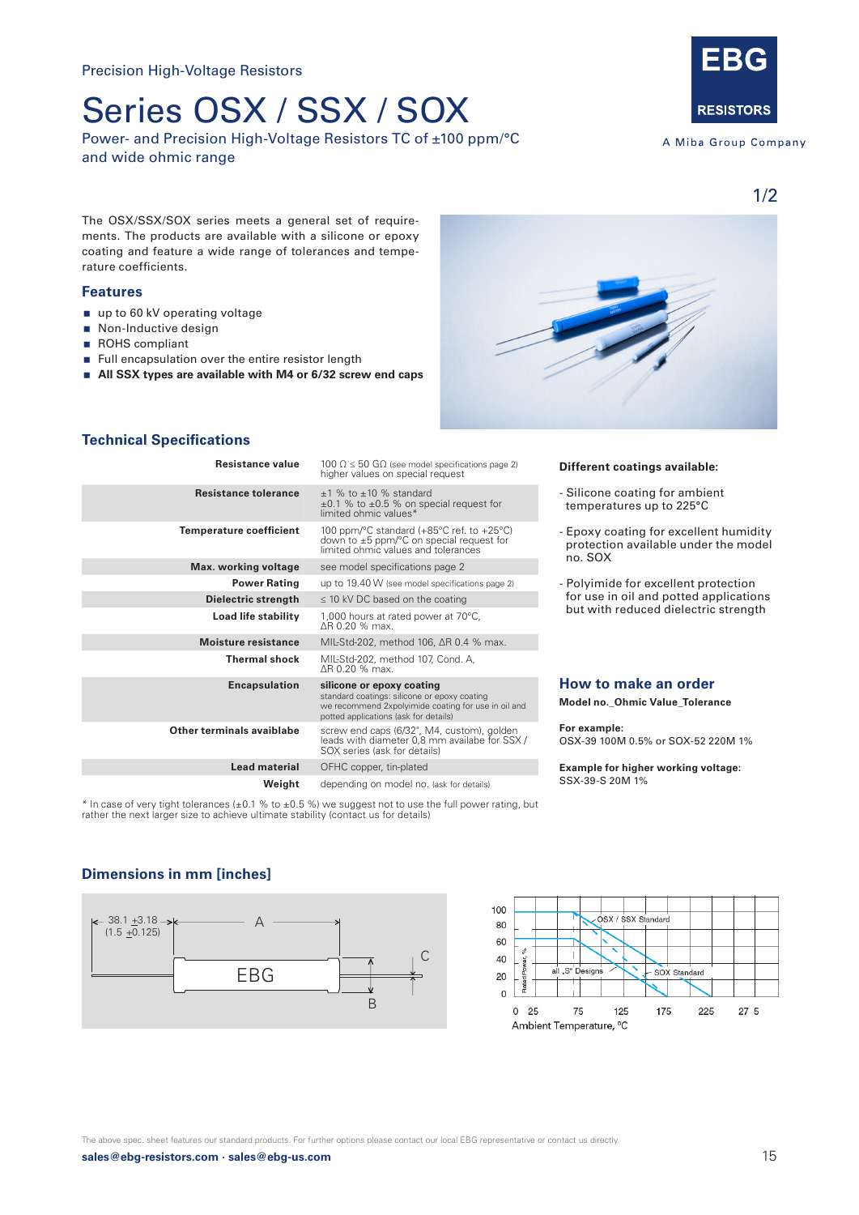Precision High-Voltage Resistors

# Series OSX / SSX / SOX

Power- and Precision High-Voltage Resistors TC of ±100 ppm/°C and wide ohmic range

EBG RESISTORS

A Miba Group Company

The OSX/SSX/SOX series meets a general set of requirements. The products are available with a silicone or epoxy coating and feature a wide range of tolerances and temperature coefficients.

## Features

- up to 60 kV operating voltage
- Non-Inductive design
- ROHS compliant
- Full encapsulation over the entire resistor length
- **All SSX types are available with M4 or 6/32 screw end caps**

## Technical Specifications

| | |
|---|---|
| **Resistance value** | 100 Ω ≤ 50 GΩ (see model specifications page 2) higher values on special request |
| **Resistance tolerance** | ±1 % to ±10 % standard ±0.1 % to ±0.5 % on special request for limited ohmic values* |
| **Temperature coefficient** | 100 ppm/°C standard (+85°C ref. to +25°C) down to ±5 ppm/°C on special request for limited ohmic values and tolerances |
| **Max. working voltage** | see model specifications page 2 |
| **Power Rating** | up to 19.40 W (see model specifications page 2) |
| **Dielectric strength** | ≤ 10 kV DC based on the coating |
| **Load life stability** | 1,000 hours at rated power at 70°C, ΔR 0.20 % max. |
| **Moisture resistance** | MIL-Std-202, method 106, ΔR 0.4 % max. |
| **Thermal shock** | MIL-Std-202, method 107, Cond. A, ΔR 0.20 % max. |
| **Encapsulation** | **silicone or epoxy coating** standard coatings: silicone or epoxy coating we recommend 2xpolyimide coating for use in oil and potted applications (ask for details) |
| **Other terminals avaiblabe** | screw end caps (6/32", M4, custom), golden leads with diameter 0,8 mm availabe for SSX / SOX series (ask for details) |
| **Lead material** | OFHC copper, tin-plated |
| **Weight** | depending on model no. (ask for details) |

\* In case of very tight tolerances (±0.1 % to ±0.5 %) we suggest not to use the full power rating, but rather the next larger size to achieve ultimate stability (contact us for details)

**Different coatings available:**

- Silicone coating for ambient temperatures up to 225°C
- Epoxy coating for excellent humidity protection available under the model no. SOX
- Polyimide for excellent protection for use in oil and potted applications but with reduced dielectric strength

## How to make an order

**Model no._Ohmic Value_Tolerance**

**For example:**
OSX-39 100M 0.5% or SOX-52 220M 1%

**Example for higher working voltage:**
SSX-39-S 20M 1%

## Dimensions in mm [inches]

38.1 ±3.18 (1.5 ±0.125) — A — B — C — EBG

Rated Power, % (0–100) vs. Ambient Temperature, °C (0, 25, 75, 125, 175, 225, 275): OSX / SSX Standard; all „S" Designs; SOX Standard

The above spec. sheet features our standard products. For further options please contact our local EBG representative or contact us directly.

**sales@ebg-resistors.com · sales@ebg-us.com**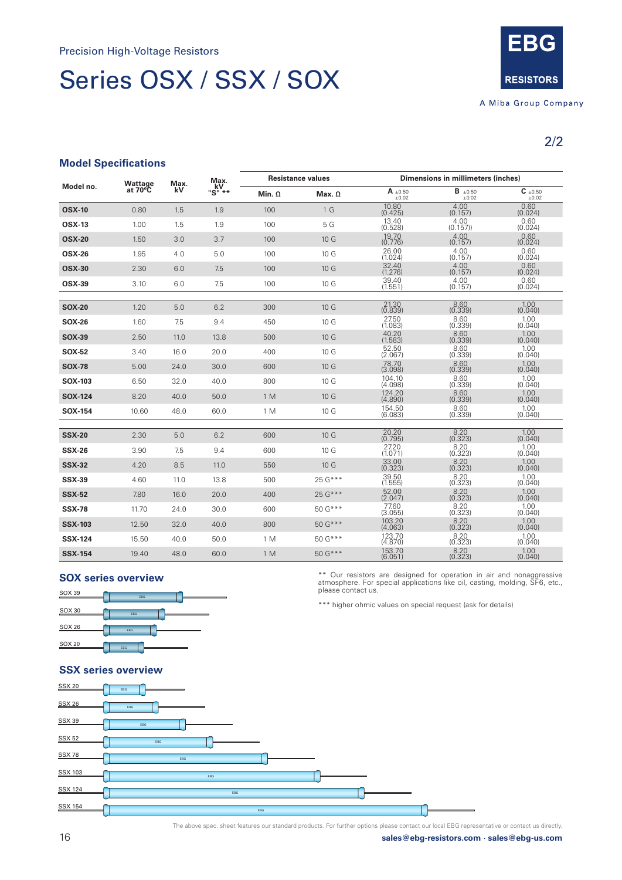Precision High-Voltage Resistors

# Series OSX / SSX / SOX

EBG RESISTORS

A Miba Group Company

## Model Specifications

| Model no. | Wattage at 70°C | Max. kV | Max. kV "S" ** | Resistance values | | Dimensions in millimeters (inches) | | |
|---|---|---|---|---|---|---|---|---|
| | | | | Min. Ω | Max. Ω | A ±0.50 ±0.02 | B ±0.50 ±0.02 | C ±0.50 ±0.02 |
| **OSX-10** | 0.80 | 1.5 | 1.9 | 100 | 1 G | 10.80 (0.425) | 4.00 (0.157) | 0.60 (0.024) |
| **OSX-13** | 1.00 | 1.5 | 1.9 | 100 | 5 G | 13.40 (0.528) | 4.00 (0.157)) | 0.60 (0.024) |
| **OSX-20** | 1.50 | 3.0 | 3.7 | 100 | 10 G | 19.70 (0.776) | 4.00 (0.157) | 0.60 (0.024) |
| **OSX-26** | 1.95 | 4.0 | 5.0 | 100 | 10 G | 26.00 (1.024) | 4.00 (0.157) | 0.60 (0.024) |
| **OSX-30** | 2.30 | 6.0 | 7.5 | 100 | 10 G | 32.40 (1.276) | 4.00 (0.157) | 0.60 (0.024) |
| **OSX-39** | 3.10 | 6.0 | 7.5 | 100 | 10 G | 39.40 (1.551) | 4.00 (0.157) | 0.60 (0.024) |
| **SOX-20** | 1.20 | 5.0 | 6.2 | 300 | 10 G | 21.30 (0.839) | 8.60 (0.339) | 1.00 (0.040) |
| **SOX-26** | 1.60 | 7.5 | 9.4 | 450 | 10 G | 27.50 (1.083) | 8.60 (0.339) | 1.00 (0.040) |
| **SOX-39** | 2.50 | 11.0 | 13.8 | 500 | 10 G | 40.20 (1.583) | 8.60 (0.339) | 1.00 (0.040) |
| **SOX-52** | 3.40 | 16.0 | 20.0 | 400 | 10 G | 52.50 (2.067) | 8.60 (0.339) | 1.00 (0.040) |
| **SOX-78** | 5.00 | 24.0 | 30.0 | 600 | 10 G | 78.70 (3.098) | 8.60 (0.339) | 1.00 (0.040) |
| **SOX-103** | 6.50 | 32.0 | 40.0 | 800 | 10 G | 104.10 (4.098) | 8.60 (0.339) | 1.00 (0.040) |
| **SOX-124** | 8.20 | 40.0 | 50.0 | 1 M | 10 G | 124.20 (4.890) | 8.60 (0.339) | 1.00 (0.040) |
| **SOX-154** | 10.60 | 48.0 | 60.0 | 1 M | 10 G | 154.50 (6.083) | 8.60 (0.339) | 1.00 (0.040) |
| **SSX-20** | 2.30 | 5.0 | 6.2 | 600 | 10 G | 20.20 (0.795) | 8.20 (0.323) | 1.00 (0.040) |
| **SSX-26** | 3.90 | 7.5 | 9.4 | 600 | 10 G | 27.20 (1.071) | 8.20 (0.323) | 1.00 (0.040) |
| **SSX-32** | 4.20 | 8.5 | 11.0 | 550 | 10 G | 33.00 (0.323) | 8.20 (0.323) | 1.00 (0.040) |
| **SSX-39** | 4.60 | 11.0 | 13.8 | 500 | 25 G*** | 39.50 (1.555) | 8.20 (0.323) | 1.00 (0.040) |
| **SSX-52** | 7.80 | 16.0 | 20.0 | 400 | 25 G*** | 52.00 (2.047) | 8.20 (0.323) | 1.00 (0.040) |
| **SSX-78** | 11.70 | 24.0 | 30.0 | 600 | 50 G*** | 77.60 (3.055) | 8.20 (0.323) | 1.00 (0.040) |
| **SSX-103** | 12.50 | 32.0 | 40.0 | 800 | 50 G*** | 103.20 (4.063) | 8.20 (0.323) | 1.00 (0.040) |
| **SSX-124** | 15.50 | 40.0 | 50.0 | 1 M | 50 G*** | 123.70 (4.870) | 8.20 (0.323) | 1.00 (0.040) |
| **SSX-154** | 19.40 | 48.0 | 60.0 | 1 M | 50 G*** | 153.70 (6.051) | 8.20 (0.323) | 1.00 (0.040) |

** Our resistors are designed for operation in air and nonaggressive atmosphere. For special applications like oil, casting, molding, SF6, etc., please contact us.

*** higher ohmic values on special request (ask for details)

## SOX series overview

SOX 39

SOX 30

SOX 26

SOX 20

## SSX series overview

SSX 20

SSX 26

SSX 39

SSX 52

SSX 78

SSX 103

SSX 124

SSX 154

The above spec. sheet features our standard products. For further options please contact our local EBG representative or contact us directly.

**sales@ebg-resistors.com · sales@ebg-us.com**